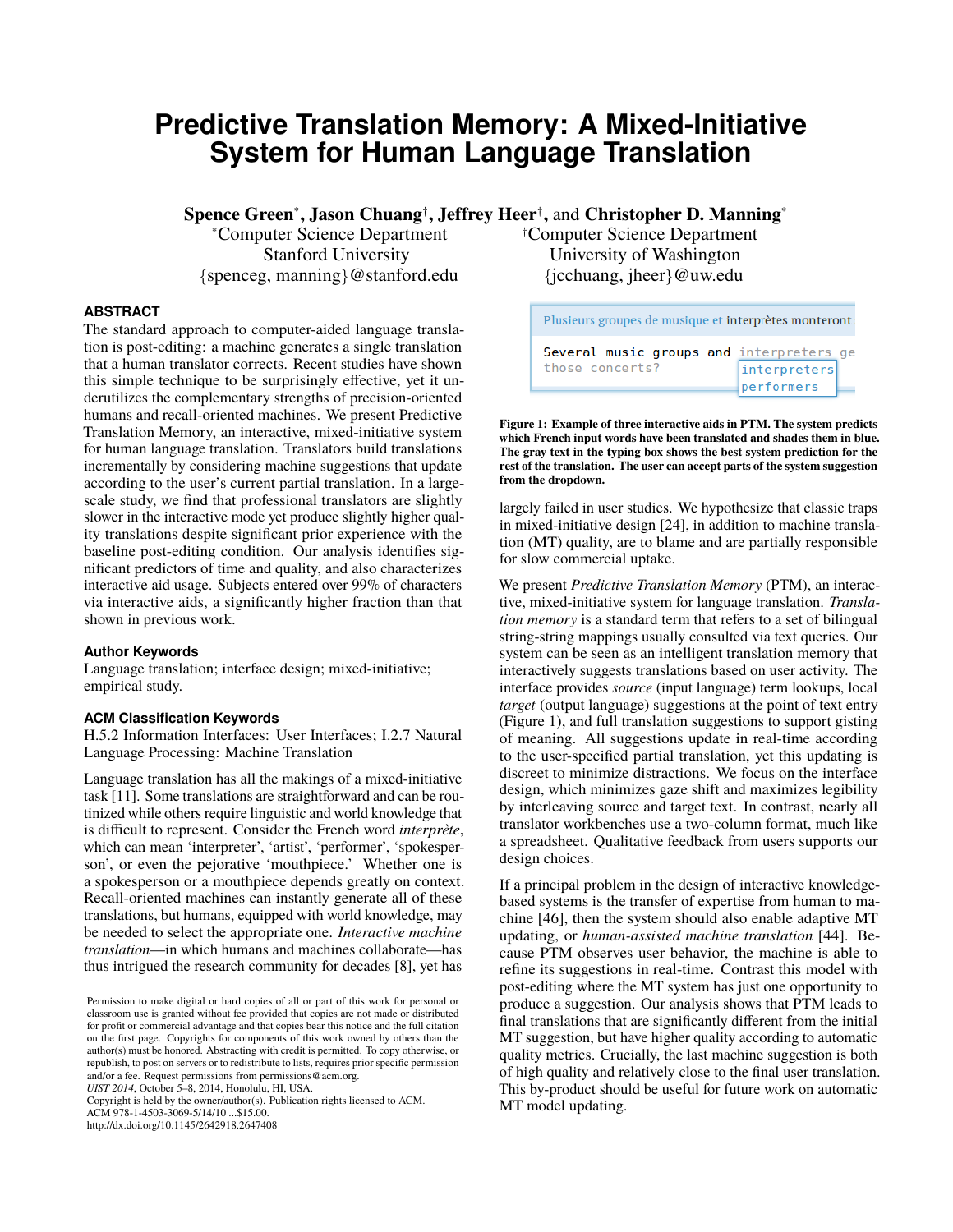# Predictive Translation Memory: A Mixed-Initiative System for Human Language Translation

**Spence Green**[*], **Jason Chuang**[†], **Jeffrey Heer**[†], and **Christopher D. Manning**[*]

[*]Computer Science Department
Stanford University
{spenceg, manning}@stanford.edu

[†]Computer Science Department
University of Washington
{jcchuang, jheer}@uw.edu

## ABSTRACT

The standard approach to computer-aided language translation is post-editing: a machine generates a single translation that a human translator corrects. Recent studies have shown this simple technique to be surprisingly effective, yet it underutilizes the complementary strengths of precision-oriented humans and recall-oriented machines. We present Predictive Translation Memory, an interactive, mixed-initiative system for human language translation. Translators build translations incrementally by considering machine suggestions that update according to the user's current partial translation. In a large-scale study, we find that professional translators are slightly slower in the interactive mode yet produce slightly higher quality translations despite significant prior experience with the baseline post-editing condition. Our analysis identifies significant predictors of time and quality, and also characterizes interactive aid usage. Subjects entered over 99% of characters via interactive aids, a significantly higher fraction than that shown in previous work.

### Author Keywords

Language translation; interface design; mixed-initiative; empirical study.

### ACM Classification Keywords

H.5.2 Information Interfaces: User Interfaces; I.2.7 Natural Language Processing: Machine Translation

Language translation has all the makings of a mixed-initiative task [11]. Some translations are straightforward and can be routinized while others require linguistic and world knowledge that is difficult to represent. Consider the French word *interprète*, which can mean 'interpreter', 'artist', 'performer', 'spokesperson', or even the pejorative 'mouthpiece.' Whether one is a spokesperson or a mouthpiece depends greatly on context. Recall-oriented machines can instantly generate all of these translations, but humans, equipped with world knowledge, may be needed to select the appropriate one. *Interactive machine translation*—in which humans and machines collaborate—has thus intrigued the research community for decades [8], yet has largely failed in user studies. We hypothesize that classic traps in mixed-initiative design [24], in addition to machine translation (MT) quality, are to blame and are partially responsible for slow commercial uptake.

Plusieurs groupes de musique et interprètes monteront

```
Several music groups and interpreters ge
those concerts?          interpreters
                         performers
```

**Figure 1: Example of three interactive aids in PTM. The system predicts which French input words have been translated and shades them in blue. The gray text in the typing box shows the best system prediction for the rest of the translation. The user can accept parts of the system suggestion from the dropdown.**

We present *Predictive Translation Memory* (PTM), an interactive, mixed-initiative system for language translation. *Translation memory* is a standard term that refers to a set of bilingual string-string mappings usually consulted via text queries. Our system can be seen as an intelligent translation memory that interactively suggests translations based on user activity. The interface provides *source* (input language) term lookups, local *target* (output language) suggestions at the point of text entry (Figure 1), and full translation suggestions to support gisting of meaning. All suggestions update in real-time according to the user-specified partial translation, yet this updating is discreet to minimize distractions. We focus on the interface design, which minimizes gaze shift and maximizes legibility by interleaving source and target text. In contrast, nearly all translator workbenches use a two-column format, much like a spreadsheet. Qualitative feedback from users supports our design choices.

If a principal problem in the design of interactive knowledge-based systems is the transfer of expertise from human to machine [46], then the system should also enable adaptive MT updating, or *human-assisted machine translation* [44]. Because PTM observes user behavior, the machine is able to refine its suggestions in real-time. Contrast this model with post-editing where the MT system has just one opportunity to produce a suggestion. Our analysis shows that PTM leads to final translations that are significantly different from the initial MT suggestion, but have higher quality according to automatic quality metrics. Crucially, the last machine suggestion is both of high quality and relatively close to the final user translation. This by-product should be useful for future work on automatic MT model updating.

Permission to make digital or hard copies of all or part of this work for personal or classroom use is granted without fee provided that copies are not made or distributed for profit or commercial advantage and that copies bear this notice and the full citation on the first page. Copyrights for components of this work owned by others than the author(s) must be honored. Abstracting with credit is permitted. To copy otherwise, or republish, to post on servers or to redistribute to lists, requires prior specific permission and/or a fee. Request permissions from permissions@acm.org.
*UIST 2014*, October 5–8, 2014, Honolulu, HI, USA.
Copyright is held by the owner/author(s). Publication rights licensed to ACM.
ACM 978-1-4503-3069-5/14/10 ...$15.00.
http://dx.doi.org/10.1145/2642918.2647408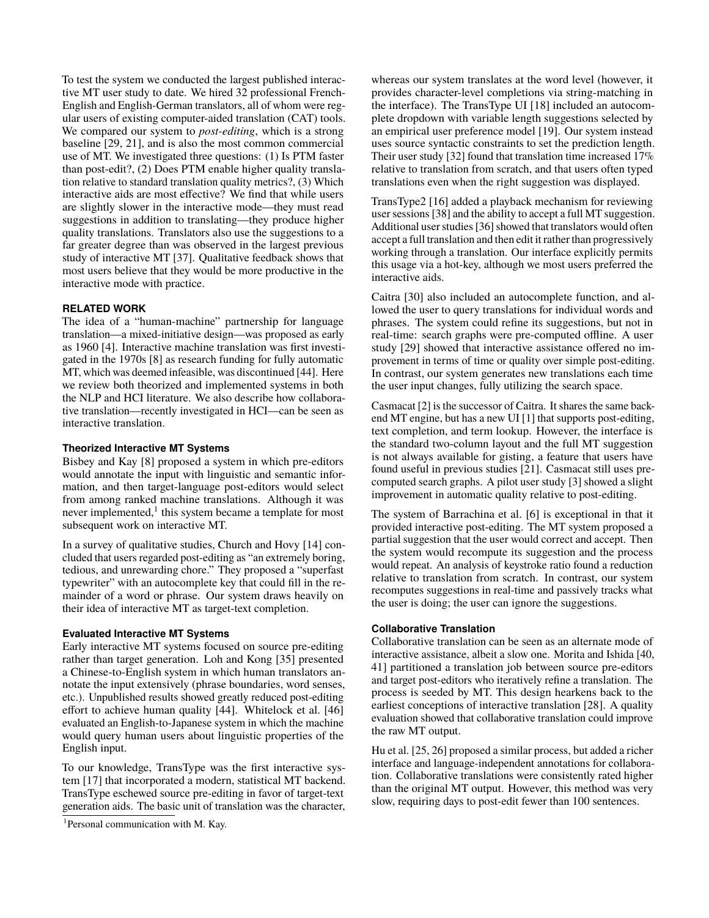To test the system we conducted the largest published interactive MT user study to date. We hired 32 professional French-English and English-German translators, all of whom were regular users of existing computer-aided translation (CAT) tools. We compared our system to *post-editing*, which is a strong baseline [29, 21], and is also the most common commercial use of MT. We investigated three questions: (1) Is PTM faster than post-edit?, (2) Does PTM enable higher quality translation relative to standard translation quality metrics?, (3) Which interactive aids are most effective? We find that while users are slightly slower in the interactive mode—they must read suggestions in addition to translating—they produce higher quality translations. Translators also use the suggestions to a far greater degree than was observed in the largest previous study of interactive MT [37]. Qualitative feedback shows that most users believe that they would be more productive in the interactive mode with practice.

## RELATED WORK

The idea of a "human-machine" partnership for language translation—a mixed-initiative design—was proposed as early as 1960 [4]. Interactive machine translation was first investigated in the 1970s [8] as research funding for fully automatic MT, which was deemed infeasible, was discontinued [44]. Here we review both theorized and implemented systems in both the NLP and HCI literature. We also describe how collaborative translation—recently investigated in HCI—can be seen as interactive translation.

### Theorized Interactive MT Systems

Bisbey and Kay [8] proposed a system in which pre-editors would annotate the input with linguistic and semantic information, and then target-language post-editors would select from among ranked machine translations. Although it was never implemented,[1] this system became a template for most subsequent work on interactive MT.

In a survey of qualitative studies, Church and Hovy [14] concluded that users regarded post-editing as "an extremely boring, tedious, and unrewarding chore." They proposed a "superfast typewriter" with an autocomplete key that could fill in the remainder of a word or phrase. Our system draws heavily on their idea of interactive MT as target-text completion.

### Evaluated Interactive MT Systems

Early interactive MT systems focused on source pre-editing rather than target generation. Loh and Kong [35] presented a Chinese-to-English system in which human translators annotate the input extensively (phrase boundaries, word senses, etc.). Unpublished results showed greatly reduced post-editing effort to achieve human quality [44]. Whitelock et al. [46] evaluated an English-to-Japanese system in which the machine would query human users about linguistic properties of the English input.

To our knowledge, TransType was the first interactive system [17] that incorporated a modern, statistical MT backend. TransType eschewed source pre-editing in favor of target-text generation aids. The basic unit of translation was the character, whereas our system translates at the word level (however, it provides character-level completions via string-matching in the interface). The TransType UI [18] included an autocomplete dropdown with variable length suggestions selected by an empirical user preference model [19]. Our system instead uses source syntactic constraints to set the prediction length. Their user study [32] found that translation time increased 17% relative to translation from scratch, and that users often typed translations even when the right suggestion was displayed.

TransType2 [16] added a playback mechanism for reviewing user sessions [38] and the ability to accept a full MT suggestion. Additional user studies [36] showed that translators would often accept a full translation and then edit it rather than progressively working through a translation. Our interface explicitly permits this usage via a hot-key, although we most users preferred the interactive aids.

Caitra [30] also included an autocomplete function, and allowed the user to query translations for individual words and phrases. The system could refine its suggestions, but not in real-time: search graphs were pre-computed offline. A user study [29] showed that interactive assistance offered no improvement in terms of time or quality over simple post-editing. In contrast, our system generates new translations each time the user input changes, fully utilizing the search space.

Casmacat [2] is the successor of Caitra. It shares the same backend MT engine, but has a new UI [1] that supports post-editing, text completion, and term lookup. However, the interface is the standard two-column layout and the full MT suggestion is not always available for gisting, a feature that users have found useful in previous studies [21]. Casmacat still uses pre-computed search graphs. A pilot user study [3] showed a slight improvement in automatic quality relative to post-editing.

The system of Barrachina et al. [6] is exceptional in that it provided interactive post-editing. The MT system proposed a partial suggestion that the user would correct and accept. Then the system would recompute its suggestion and the process would repeat. An analysis of keystroke ratio found a reduction relative to translation from scratch. In contrast, our system recomputes suggestions in real-time and passively tracks what the user is doing; the user can ignore the suggestions.

### Collaborative Translation

Collaborative translation can be seen as an alternate mode of interactive assistance, albeit a slow one. Morita and Ishida [40, 41] partitioned a translation job between source pre-editors and target post-editors who iteratively refine a translation. The process is seeded by MT. This design hearkens back to the earliest conceptions of interactive translation [28]. A quality evaluation showed that collaborative translation could improve the raw MT output.

Hu et al. [25, 26] proposed a similar process, but added a richer interface and language-independent annotations for collaboration. Collaborative translations were consistently rated higher than the original MT output. However, this method was very slow, requiring days to post-edit fewer than 100 sentences.

[1] Personal communication with M. Kay.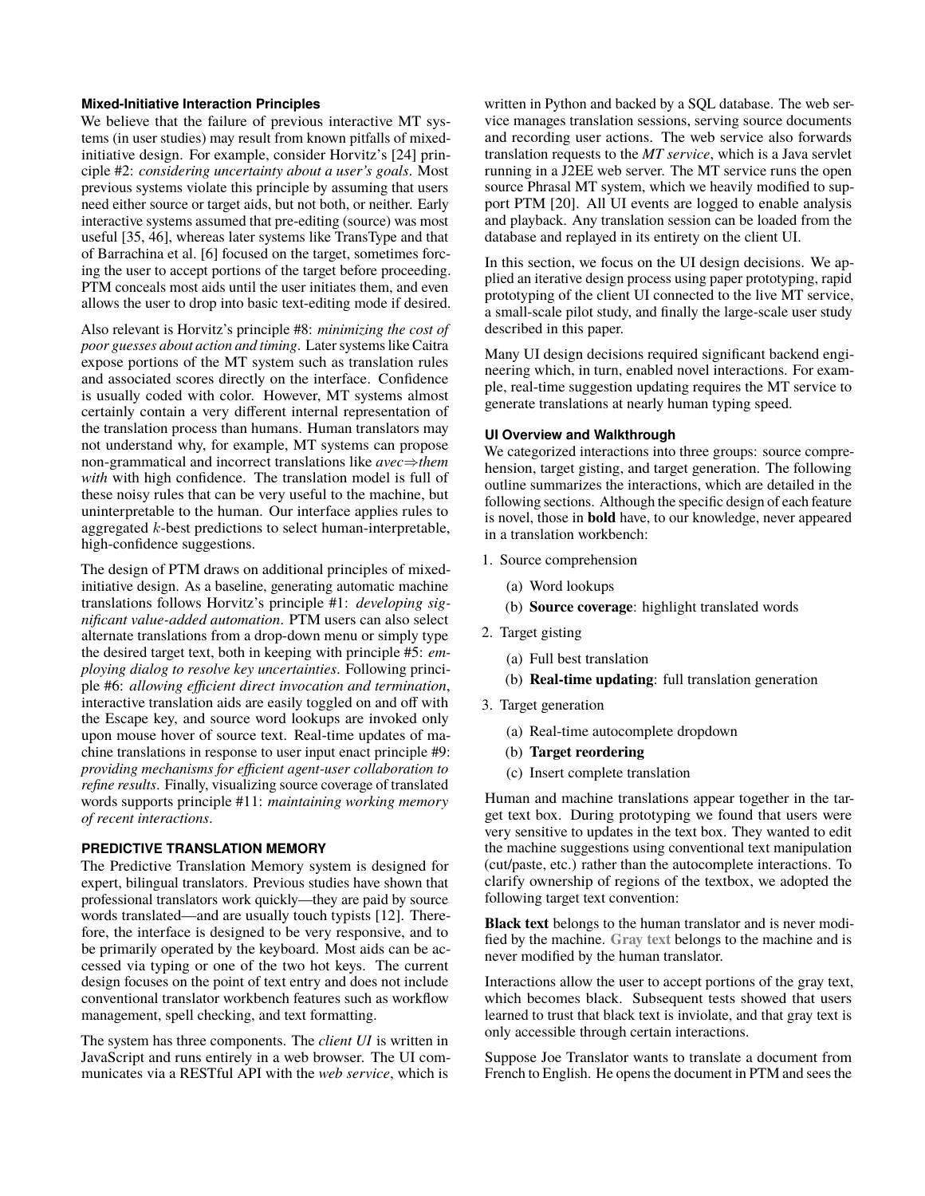### Mixed-Initiative Interaction Principles

We believe that the failure of previous interactive MT systems (in user studies) may result from known pitfalls of mixed-initiative design. For example, consider Horvitz's [24] principle #2: *considering uncertainty about a user's goals*. Most previous systems violate this principle by assuming that users need either source or target aids, but not both, or neither. Early interactive systems assumed that pre-editing (source) was most useful [35, 46], whereas later systems like TransType and that of Barrachina et al. [6] focused on the target, sometimes forcing the user to accept portions of the target before proceeding. PTM conceals most aids until the user initiates them, and even allows the user to drop into basic text-editing mode if desired.

Also relevant is Horvitz's principle #8: *minimizing the cost of poor guesses about action and timing*. Later systems like Caitra expose portions of the MT system such as translation rules and associated scores directly on the interface. Confidence is usually coded with color. However, MT systems almost certainly contain a very different internal representation of the translation process than humans. Human translators may not understand why, for example, MT systems can propose non-grammatical and incorrect translations like *avec⇒them with* with high confidence. The translation model is full of these noisy rules that can be very useful to the machine, but uninterpretable to the human. Our interface applies rules to aggregated $k$-best predictions to select human-interpretable, high-confidence suggestions.

The design of PTM draws on additional principles of mixed-initiative design. As a baseline, generating automatic machine translations follows Horvitz's principle #1: *developing significant value-added automation*. PTM users can also select alternate translations from a drop-down menu or simply type the desired target text, both in keeping with principle #5: *employing dialog to resolve key uncertainties*. Following principle #6: *allowing efficient direct invocation and termination*, interactive translation aids are easily toggled on and off with the Escape key, and source word lookups are invoked only upon mouse hover of source text. Real-time updates of machine translations in response to user input enact principle #9: *providing mechanisms for efficient agent-user collaboration to refine results*. Finally, visualizing source coverage of translated words supports principle #11: *maintaining working memory of recent interactions*.

## PREDICTIVE TRANSLATION MEMORY

The Predictive Translation Memory system is designed for expert, bilingual translators. Previous studies have shown that professional translators work quickly—they are paid by source words translated—and are usually touch typists [12]. Therefore, the interface is designed to be very responsive, and to be primarily operated by the keyboard. Most aids can be accessed via typing or one of the two hot keys. The current design focuses on the point of text entry and does not include conventional translator workbench features such as workflow management, spell checking, and text formatting.

The system has three components. The *client UI* is written in JavaScript and runs entirely in a web browser. The UI communicates via a RESTful API with the *web service*, which is written in Python and backed by a SQL database. The web service manages translation sessions, serving source documents and recording user actions. The web service also forwards translation requests to the *MT service*, which is a Java servlet running in a J2EE web server. The MT service runs the open source Phrasal MT system, which we heavily modified to support PTM [20]. All UI events are logged to enable analysis and playback. Any translation session can be loaded from the database and replayed in its entirety on the client UI.

In this section, we focus on the UI design decisions. We applied an iterative design process using paper prototyping, rapid prototyping of the client UI connected to the live MT service, a small-scale pilot study, and finally the large-scale user study described in this paper.

Many UI design decisions required significant backend engineering which, in turn, enabled novel interactions. For example, real-time suggestion updating requires the MT service to generate translations at nearly human typing speed.

### UI Overview and Walkthrough

We categorized interactions into three groups: source comprehension, target gisting, and target generation. The following outline summarizes the interactions, which are detailed in the following sections. Although the specific design of each feature is novel, those in **bold** have, to our knowledge, never appeared in a translation workbench:

1. Source comprehension
   - (a) Word lookups
   - (b) **Source coverage**: highlight translated words
2. Target gisting
   - (a) Full best translation
   - (b) **Real-time updating**: full translation generation
3. Target generation
   - (a) Real-time autocomplete dropdown
   - (b) **Target reordering**
   - (c) Insert complete translation

Human and machine translations appear together in the target text box. During prototyping we found that users were very sensitive to updates in the text box. They wanted to edit the machine suggestions using conventional text manipulation (cut/paste, etc.) rather than the autocomplete interactions. To clarify ownership of regions of the textbox, we adopted the following target text convention:

**Black text** belongs to the human translator and is never modified by the machine. **Gray text** belongs to the machine and is never modified by the human translator.

Interactions allow the user to accept portions of the gray text, which becomes black. Subsequent tests showed that users learned to trust that black text is inviolate, and that gray text is only accessible through certain interactions.

Suppose Joe Translator wants to translate a document from French to English. He opens the document in PTM and sees the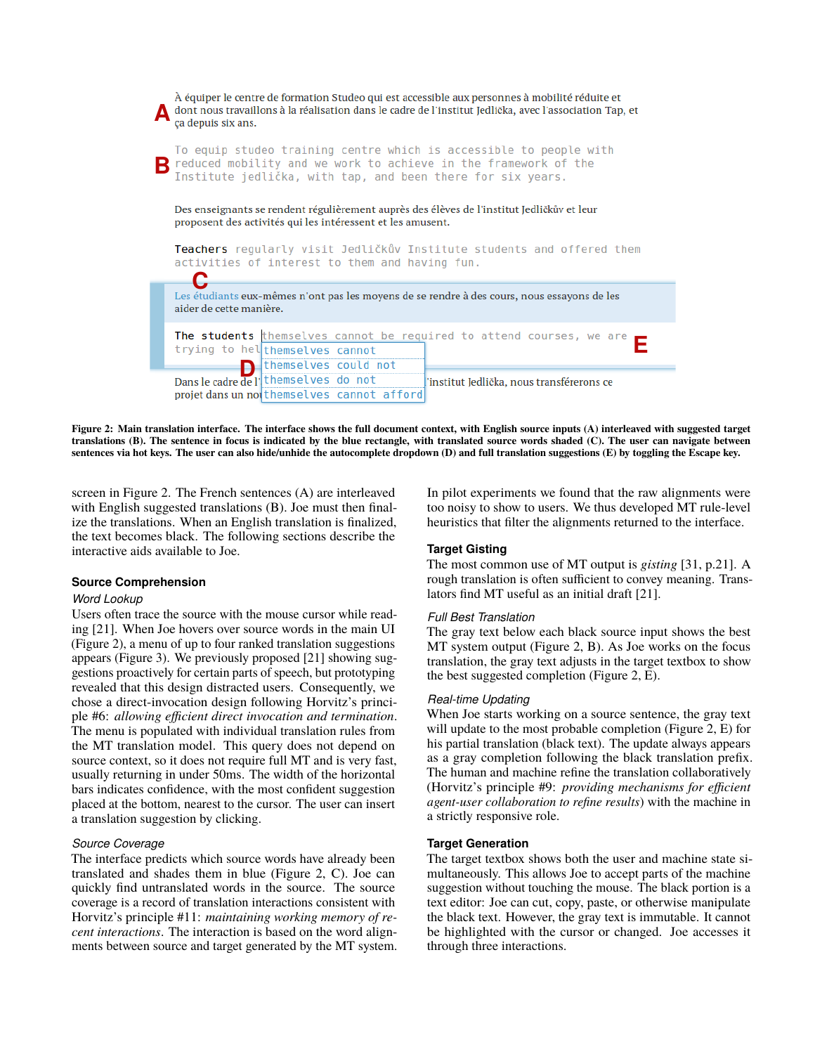À équiper le centre de formation Studeo qui est accessible aux personnes à mobilité réduite et dont nous travaillons à la réalisation dans le cadre de l'institut Jedlička, avec l'association Tap, et ça depuis six ans.

To equip studeo training centre which is accessible to people with reduced mobility and we work to achieve in the framework of the Institute jedlička, with tap, and been there for six years.

Des enseignants se rendent régulièrement auprès des élèves de l'institut Jedličkův et leur proposent des activités qui les intéressent et les amusent.

Teachers regularly visit Jedličkův Institute students and offered them activities of interest to them and having fun.

Les étudiants eux-mêmes n'ont pas les moyens de se rendre à des cours, nous essayons de les aider de cette manière.

The students themselves cannot be required to attend courses, we are trying to hel

themselves cannot
themselves could not
themselves do not
themselves cannot afford

Dans le cadre de l'... l'institut Jedlička, nous transférerons ce projet dans un no...

Figure 2: Main translation interface. The interface shows the full document context, with English source inputs (A) interleaved with suggested target translations (B). The sentence in focus is indicated by the blue rectangle, with translated source words shaded (C). The user can navigate between sentences via hot keys. The user can also hide/unhide the autocomplete dropdown (D) and full translation suggestions (E) by toggling the Escape key.

screen in Figure 2. The French sentences (A) are interleaved with English suggested translations (B). Joe must then finalize the translations. When an English translation is finalized, the text becomes black. The following sections describe the interactive aids available to Joe.

## Source Comprehension

*Word Lookup*

Users often trace the source with the mouse cursor while reading [21]. When Joe hovers over source words in the main UI (Figure 2), a menu of up to four ranked translation suggestions appears (Figure 3). We previously proposed [21] showing suggestions proactively for certain parts of speech, but prototyping revealed that this design distracted users. Consequently, we chose a direct-invocation design following Horvitz's principle #6: *allowing efficient direct invocation and termination*. The menu is populated with individual translation rules from the MT translation model. This query does not depend on source context, so it does not require full MT and is very fast, usually returning in under 50ms. The width of the horizontal bars indicates confidence, with the most confident suggestion placed at the bottom, nearest to the cursor. The user can insert a translation suggestion by clicking.

*Source Coverage*

The interface predicts which source words have already been translated and shades them in blue (Figure 2, C). Joe can quickly find untranslated words in the source. The source coverage is a record of translation interactions consistent with Horvitz's principle #11: *maintaining working memory of recent interactions*. The interaction is based on the word alignments between source and target generated by the MT system.

In pilot experiments we found that the raw alignments were too noisy to show to users. We thus developed MT rule-level heuristics that filter the alignments returned to the interface.

## Target Gisting

The most common use of MT output is *gisting* [31, p.21]. A rough translation is often sufficient to convey meaning. Translators find MT useful as an initial draft [21].

*Full Best Translation*

The gray text below each black source input shows the best MT system output (Figure 2, B). As Joe works on the focus translation, the gray text adjusts in the target textbox to show the best suggested completion (Figure 2, E).

*Real-time Updating*

When Joe starts working on a source sentence, the gray text will update to the most probable completion (Figure 2, E) for his partial translation (black text). The update always appears as a gray completion following the black translation prefix. The human and machine refine the translation collaboratively (Horvitz's principle #9: *providing mechanisms for efficient agent-user collaboration to refine results*) with the machine in a strictly responsive role.

## Target Generation

The target textbox shows both the user and machine state simultaneously. This allows Joe to accept parts of the machine suggestion without touching the mouse. The black portion is a text editor: Joe can cut, copy, paste, or otherwise manipulate the black text. However, the gray text is immutable. It cannot be highlighted with the cursor or changed. Joe accesses it through three interactions.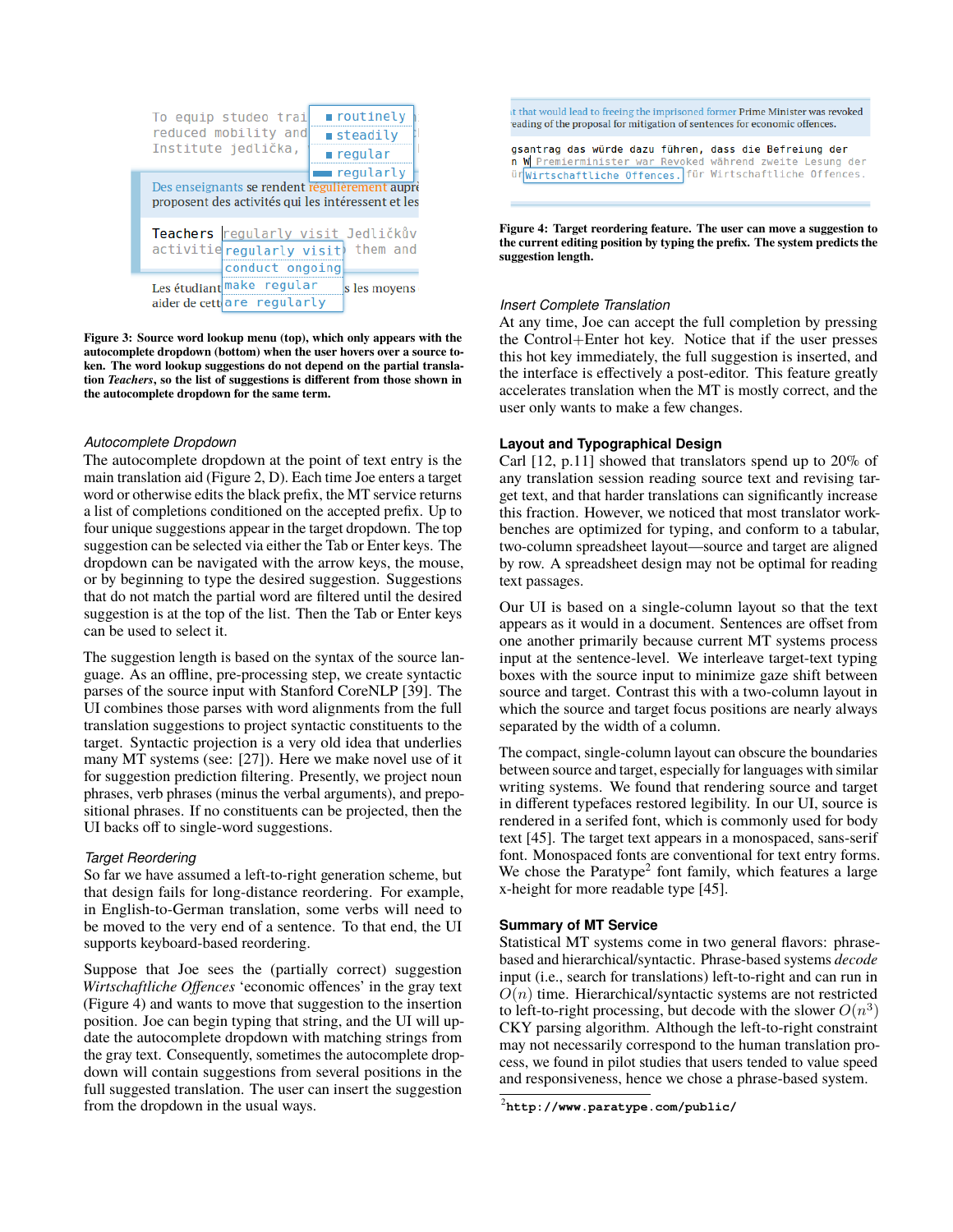**Figure 3: Source word lookup menu (top), which only appears with the autocomplete dropdown (bottom) when the user hovers over a source token. The word lookup suggestions do not depend on the partial translation *Teachers*, so the list of suggestions is different from those shown in the autocomplete dropdown for the same term.**

### *Autocomplete Dropdown*

The autocomplete dropdown at the point of text entry is the main translation aid (Figure 2, D). Each time Joe enters a target word or otherwise edits the black prefix, the MT service returns a list of completions conditioned on the accepted prefix. Up to four unique suggestions appear in the target dropdown. The top suggestion can be selected via either the Tab or Enter keys. The dropdown can be navigated with the arrow keys, the mouse, or by beginning to type the desired suggestion. Suggestions that do not match the partial word are filtered until the desired suggestion is at the top of the list. Then the Tab or Enter keys can be used to select it.

The suggestion length is based on the syntax of the source language. As an offline, pre-processing step, we create syntactic parses of the source input with Stanford CoreNLP [39]. The UI combines those parses with word alignments from the full translation suggestions to project syntactic constituents to the target. Syntactic projection is a very old idea that underlies many MT systems (see: [27]). Here we make novel use of it for suggestion prediction filtering. Presently, we project noun phrases, verb phrases (minus the verbal arguments), and prepositional phrases. If no constituents can be projected, then the UI backs off to single-word suggestions.

### *Target Reordering*

So far we have assumed a left-to-right generation scheme, but that design fails for long-distance reordering. For example, in English-to-German translation, some verbs will need to be moved to the very end of a sentence. To that end, the UI supports keyboard-based reordering.

Suppose that Joe sees the (partially correct) suggestion *Wirtschaftliche Offences* 'economic offences' in the gray text (Figure 4) and wants to move that suggestion to the insertion position. Joe can begin typing that string, and the UI will update the autocomplete dropdown with matching strings from the gray text. Consequently, sometimes the autocomplete dropdown will contain suggestions from several positions in the full suggested translation. The user can insert the suggestion from the dropdown in the usual ways.

**Figure 4: Target reordering feature. The user can move a suggestion to the current editing position by typing the prefix. The system predicts the suggestion length.**

### *Insert Complete Translation*

At any time, Joe can accept the full completion by pressing the Control+Enter hot key. Notice that if the user presses this hot key immediately, the full suggestion is inserted, and the interface is effectively a post-editor. This feature greatly accelerates translation when the MT is mostly correct, and the user only wants to make a few changes.

## Layout and Typographical Design

Carl [12, p.11] showed that translators spend up to 20% of any translation session reading source text and revising target text, and that harder translations can significantly increase this fraction. However, we noticed that most translator workbenches are optimized for typing, and conform to a tabular, two-column spreadsheet layout—source and target are aligned by row. A spreadsheet design may not be optimal for reading text passages.

Our UI is based on a single-column layout so that the text appears as it would in a document. Sentences are offset from one another primarily because current MT systems process input at the sentence-level. We interleave target-text typing boxes with the source input to minimize gaze shift between source and target. Contrast this with a two-column layout in which the source and target focus positions are nearly always separated by the width of a column.

The compact, single-column layout can obscure the boundaries between source and target, especially for languages with similar writing systems. We found that rendering source and target in different typefaces restored legibility. In our UI, source is rendered in a serifed font, which is commonly used for body text [45]. The target text appears in a monospaced, sans-serif font. Monospaced fonts are conventional for text entry forms. We chose the Paratype[2] font family, which features a large x-height for more readable type [45].

## Summary of MT Service

Statistical MT systems come in two general flavors: phrase-based and hierarchical/syntactic. Phrase-based systems *decode* input (i.e., search for translations) left-to-right and can run in $O(n)$ time. Hierarchical/syntactic systems are not restricted to left-to-right processing, but decode with the slower $O(n^3)$ CKY parsing algorithm. Although the left-to-right constraint may not necessarily correspond to the human translation process, we found in pilot studies that users tended to value speed and responsiveness, hence we chose a phrase-based system.

[2] `http://www.paratype.com/public/`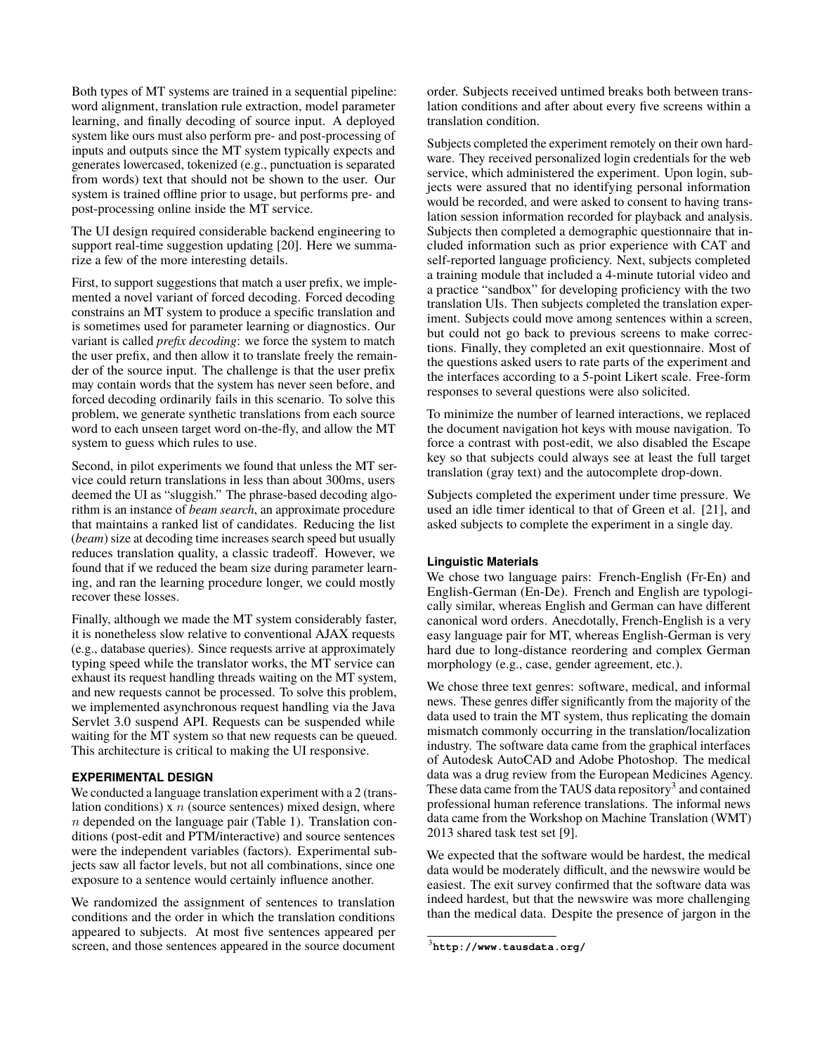Both types of MT systems are trained in a sequential pipeline: word alignment, translation rule extraction, model parameter learning, and finally decoding of source input. A deployed system like ours must also perform pre- and post-processing of inputs and outputs since the MT system typically expects and generates lowercased, tokenized (e.g., punctuation is separated from words) text that should not be shown to the user. Our system is trained offline prior to usage, but performs pre- and post-processing online inside the MT service.

The UI design required considerable backend engineering to support real-time suggestion updating [20]. Here we summarize a few of the more interesting details.

First, to support suggestions that match a user prefix, we implemented a novel variant of forced decoding. Forced decoding constrains an MT system to produce a specific translation and is sometimes used for parameter learning or diagnostics. Our variant is called *prefix decoding*: we force the system to match the user prefix, and then allow it to translate freely the remainder of the source input. The challenge is that the user prefix may contain words that the system has never seen before, and forced decoding ordinarily fails in this scenario. To solve this problem, we generate synthetic translations from each source word to each unseen target word on-the-fly, and allow the MT system to guess which rules to use.

Second, in pilot experiments we found that unless the MT service could return translations in less than about 300ms, users deemed the UI as "sluggish." The phrase-based decoding algorithm is an instance of *beam search*, an approximate procedure that maintains a ranked list of candidates. Reducing the list (*beam*) size at decoding time increases search speed but usually reduces translation quality, a classic tradeoff. However, we found that if we reduced the beam size during parameter learning, and ran the learning procedure longer, we could mostly recover these losses.

Finally, although we made the MT system considerably faster, it is nonetheless slow relative to conventional AJAX requests (e.g., database queries). Since requests arrive at approximately typing speed while the translator works, the MT service can exhaust its request handling threads waiting on the MT system, and new requests cannot be processed. To solve this problem, we implemented asynchronous request handling via the Java Servlet 3.0 suspend API. Requests can be suspended while waiting for the MT system so that new requests can be queued. This architecture is critical to making the UI responsive.

## EXPERIMENTAL DESIGN

We conducted a language translation experiment with a 2 (translation conditions) x $n$ (source sentences) mixed design, where $n$ depended on the language pair (Table 1). Translation conditions (post-edit and PTM/interactive) and source sentences were the independent variables (factors). Experimental subjects saw all factor levels, but not all combinations, since one exposure to a sentence would certainly influence another.

We randomized the assignment of sentences to translation conditions and the order in which the translation conditions appeared to subjects. At most five sentences appeared per screen, and those sentences appeared in the source document order. Subjects received untimed breaks both between translation conditions and after about every five screens within a translation condition.

Subjects completed the experiment remotely on their own hardware. They received personalized login credentials for the web service, which administered the experiment. Upon login, subjects were assured that no identifying personal information would be recorded, and were asked to consent to having translation session information recorded for playback and analysis. Subjects then completed a demographic questionnaire that included information such as prior experience with CAT and self-reported language proficiency. Next, subjects completed a training module that included a 4-minute tutorial video and a practice "sandbox" for developing proficiency with the two translation UIs. Then subjects completed the translation experiment. Subjects could move among sentences within a screen, but could not go back to previous screens to make corrections. Finally, they completed an exit questionnaire. Most of the questions asked users to rate parts of the experiment and the interfaces according to a 5-point Likert scale. Free-form responses to several questions were also solicited.

To minimize the number of learned interactions, we replaced the document navigation hot keys with mouse navigation. To force a contrast with post-edit, we also disabled the Escape key so that subjects could always see at least the full target translation (gray text) and the autocomplete drop-down.

Subjects completed the experiment under time pressure. We used an idle timer identical to that of Green et al. [21], and asked subjects to complete the experiment in a single day.

### Linguistic Materials

We chose two language pairs: French-English (Fr-En) and English-German (En-De). French and English are typologically similar, whereas English and German can have different canonical word orders. Anecdotally, French-English is a very easy language pair for MT, whereas English-German is very hard due to long-distance reordering and complex German morphology (e.g., case, gender agreement, etc.).

We chose three text genres: software, medical, and informal news. These genres differ significantly from the majority of the data used to train the MT system, thus replicating the domain mismatch commonly occurring in the translation/localization industry. The software data came from the graphical interfaces of Autodesk AutoCAD and Adobe Photoshop. The medical data was a drug review from the European Medicines Agency. These data came from the TAUS data repository[3] and contained professional human reference translations. The informal news data came from the Workshop on Machine Translation (WMT) 2013 shared task test set [9].

We expected that the software would be hardest, the medical data would be moderately difficult, and the newswire would be easiest. The exit survey confirmed that the software data was indeed hardest, but that the newswire was more challenging than the medical data. Despite the presence of jargon in the

[3] **http://www.tausdata.org/**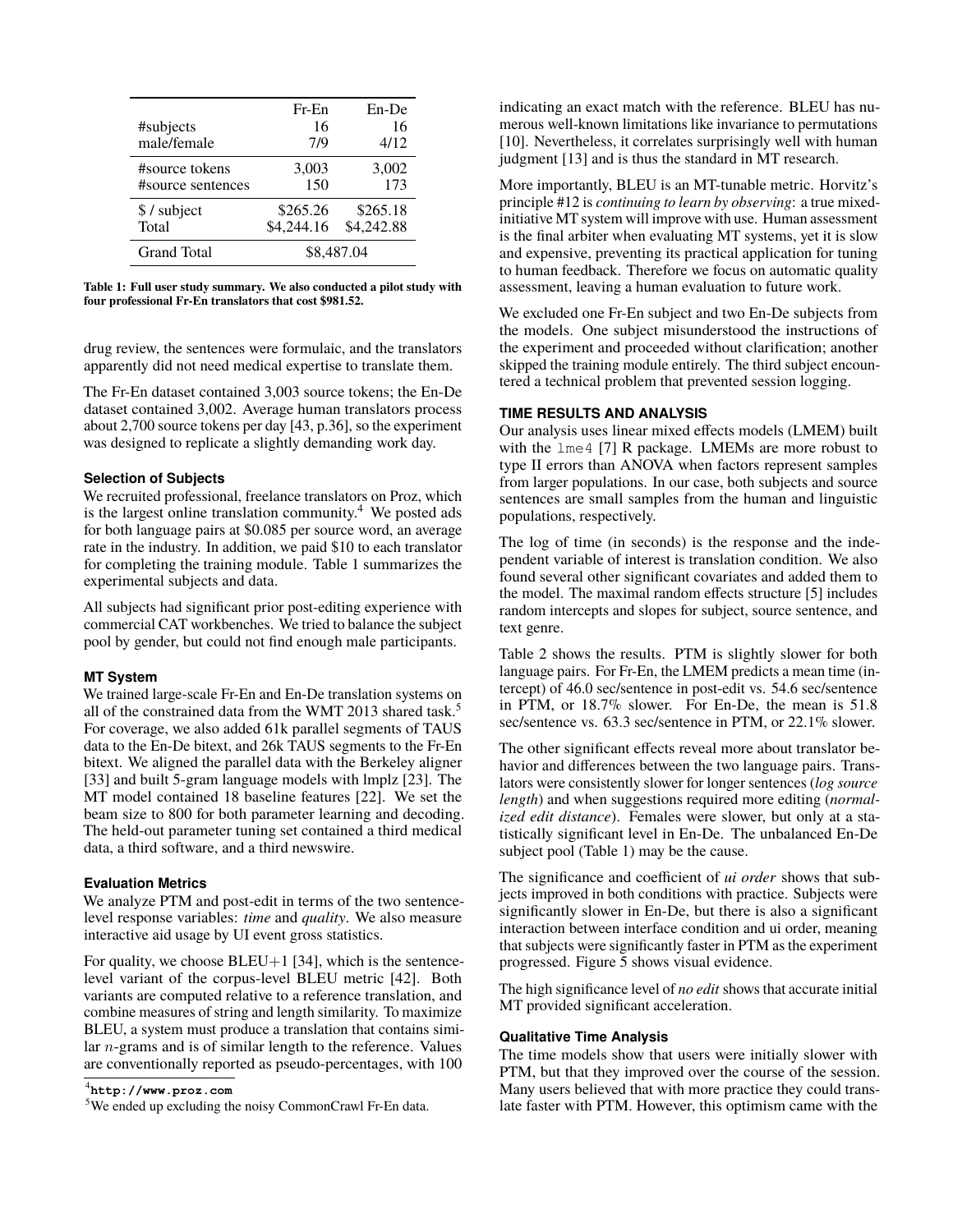| | Fr-En | En-De |
|---|---|---|
| #subjects | 16 | 16 |
| male/female | 7/9 | 4/12 |
| #source tokens | 3,003 | 3,002 |
| #source sentences | 150 | 173 |
| $ / subject | $265.26 | $265.18 |
| Total | $4,244.16 | $4,242.88 |
| Grand Total | $8,487.04 | |

**Table 1: Full user study summary. We also conducted a pilot study with four professional Fr-En translators that cost $981.52.**

drug review, the sentences were formulaic, and the translators apparently did not need medical expertise to translate them.

The Fr-En dataset contained 3,003 source tokens; the En-De dataset contained 3,002. Average human translators process about 2,700 source tokens per day [43, p.36], so the experiment was designed to replicate a slightly demanding work day.

#### Selection of Subjects

We recruited professional, freelance translators on Proz, which is the largest online translation community.[4] We posted ads for both language pairs at $0.085 per source word, an average rate in the industry. In addition, we paid $10 to each translator for completing the training module. Table 1 summarizes the experimental subjects and data.

All subjects had significant prior post-editing experience with commercial CAT workbenches. We tried to balance the subject pool by gender, but could not find enough male participants.

#### MT System

We trained large-scale Fr-En and En-De translation systems on all of the constrained data from the WMT 2013 shared task.[5] For coverage, we also added 61k parallel segments of TAUS data to the En-De bitext, and 26k TAUS segments to the Fr-En bitext. We aligned the parallel data with the Berkeley aligner [33] and built 5-gram language models with lmplz [23]. The MT model contained 18 baseline features [22]. We set the beam size to 800 for both parameter learning and decoding. The held-out parameter tuning set contained a third medical data, a third software, and a third newswire.

#### Evaluation Metrics

We analyze PTM and post-edit in terms of the two sentence-level response variables: *time* and *quality*. We also measure interactive aid usage by UI event gross statistics.

For quality, we choose BLEU+1 [34], which is the sentence-level variant of the corpus-level BLEU metric [42]. Both variants are computed relative to a reference translation, and combine measures of string and length similarity. To maximize BLEU, a system must produce a translation that contains similar $n$-grams and is of similar length to the reference. Values are conventionally reported as pseudo-percentages, with 100 indicating an exact match with the reference. BLEU has numerous well-known limitations like invariance to permutations [10]. Nevertheless, it correlates surprisingly well with human judgment [13] and is thus the standard in MT research.

More importantly, BLEU is an MT-tunable metric. Horvitz's principle #12 is *continuing to learn by observing*: a true mixed-initiative MT system will improve with use. Human assessment is the final arbiter when evaluating MT systems, yet it is slow and expensive, preventing its practical application for tuning to human feedback. Therefore we focus on automatic quality assessment, leaving a human evaluation to future work.

We excluded one Fr-En subject and two En-De subjects from the models. One subject misunderstood the instructions of the experiment and proceeded without clarification; another skipped the training module entirely. The third subject encountered a technical problem that prevented session logging.

### TIME RESULTS AND ANALYSIS

Our analysis uses linear mixed effects models (LMEM) built with the `lme4` [7] R package. LMEMs are more robust to type II errors than ANOVA when factors represent samples from larger populations. In our case, both subjects and source sentences are small samples from the human and linguistic populations, respectively.

The log of time (in seconds) is the response and the independent variable of interest is translation condition. We also found several other significant covariates and added them to the model. The maximal random effects structure [5] includes random intercepts and slopes for subject, source sentence, and text genre.

Table 2 shows the results. PTM is slightly slower for both language pairs. For Fr-En, the LMEM predicts a mean time (intercept) of 46.0 sec/sentence in post-edit vs. 54.6 sec/sentence in PTM, or 18.7% slower. For En-De, the mean is 51.8 sec/sentence vs. 63.3 sec/sentence in PTM, or 22.1% slower.

The other significant effects reveal more about translator behavior and differences between the two language pairs. Translators were consistently slower for longer sentences (*log source length*) and when suggestions required more editing (*normalized edit distance*). Females were slower, but only at a statistically significant level in En-De. The unbalanced En-De subject pool (Table 1) may be the cause.

The significance and coefficient of *ui order* shows that subjects improved in both conditions with practice. Subjects were significantly slower in En-De, but there is also a significant interaction between interface condition and ui order, meaning that subjects were significantly faster in PTM as the experiment progressed. Figure 5 shows visual evidence.

The high significance level of *no edit* shows that accurate initial MT provided significant acceleration.

#### Qualitative Time Analysis

The time models show that users were initially slower with PTM, but that they improved over the course of the session. Many users believed that with more practice they could translate faster with PTM. However, this optimism came with the

[4] **http://www.proz.com**

[5] We ended up excluding the noisy CommonCrawl Fr-En data.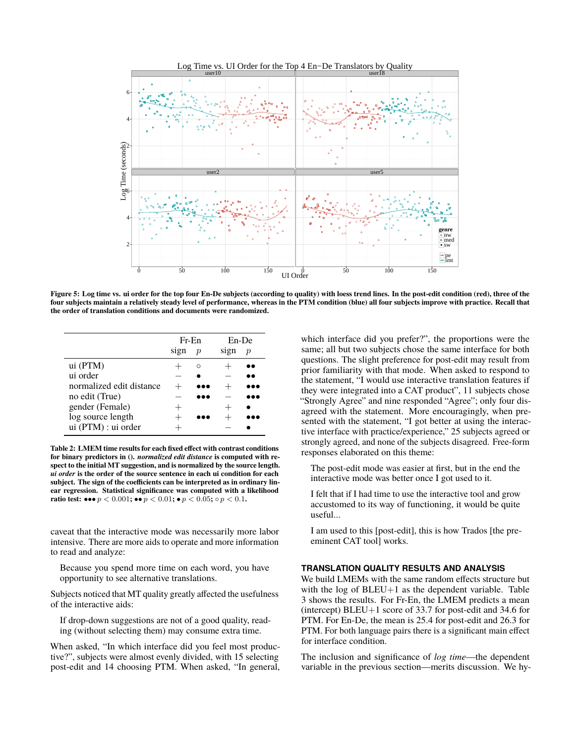Figure 5: Log time vs. ui order for the top four En-De subjects (according to quality) with loess trend lines. In the post-edit condition (red), three of the four subjects maintain a relatively steady level of performance, whereas in the PTM condition (blue) all four subjects improve with practice. Recall that the order of translation conditions and documents were randomized.

| | Fr-En | | En-De | |
|---|---|---|---|---|
| | sign | $p$ | sign | $p$ |
| ui (PTM) | + | ∘ | + | ●● |
| ui order | − | ● | − | ●● |
| normalized edit distance | + | ●●● | + | ●●● |
| no edit (True) | − | ●●● | − | ●●● |
| gender (Female) | + | | + | ● |
| log source length | + | ●●● | + | ●●● |
| ui (PTM) : ui order | + | | − | ● |

**Table 2: LMEM time results for each fixed effect with contrast conditions for binary predictors in (). *normalized edit distance* is computed with respect to the initial MT suggestion, and is normalized by the source length. *ui order* is the order of the source sentence in each ui condition for each subject. The sign of the coefficients can be interpreted as in ordinary linear regression. Statistical significance was computed with a likelihood ratio test: ●●● $p < 0.001$; ●● $p < 0.01$; ● $p < 0.05$; ∘ $p < 0.1$.**

caveat that the interactive mode was necessarily more labor intensive. There are more aids to operate and more information to read and analyze:

> Because you spend more time on each word, you have opportunity to see alternative translations.

Subjects noticed that MT quality greatly affected the usefulness of the interactive aids:

> If drop-down suggestions are not of a good quality, reading (without selecting them) may consume extra time.

When asked, "In which interface did you feel most productive?", subjects were almost evenly divided, with 15 selecting post-edit and 14 choosing PTM. When asked, "In general, which interface did you prefer?", the proportions were the same; all but two subjects chose the same interface for both questions. The slight preference for post-edit may result from prior familiarity with that mode. When asked to respond to the statement, "I would use interactive translation features if they were integrated into a CAT product", 11 subjects chose "Strongly Agree" and nine responded "Agree"; only four disagreed with the statement. More encouragingly, when presented with the statement, "I got better at using the interactive interface with practice/experience," 25 subjects agreed or strongly agreed, and none of the subjects disagreed. Free-form responses elaborated on this theme:

> The post-edit mode was easier at first, but in the end the interactive mode was better once I got used to it.

> I felt that if I had time to use the interactive tool and grow accustomed to its way of functioning, it would be quite useful...

> I am used to this [post-edit], this is how Trados [the preeminent CAT tool] works.

## TRANSLATION QUALITY RESULTS AND ANALYSIS

We build LMEMs with the same random effects structure but with the log of BLEU+1 as the dependent variable. Table 3 shows the results. For Fr-En, the LMEM predicts a mean (intercept) BLEU+1 score of 33.7 for post-edit and 34.6 for PTM. For En-De, the mean is 25.4 for post-edit and 26.3 for PTM. For both language pairs there is a significant main effect for interface condition.

The inclusion and significance of *log time*—the dependent variable in the previous section—merits discussion. We hy-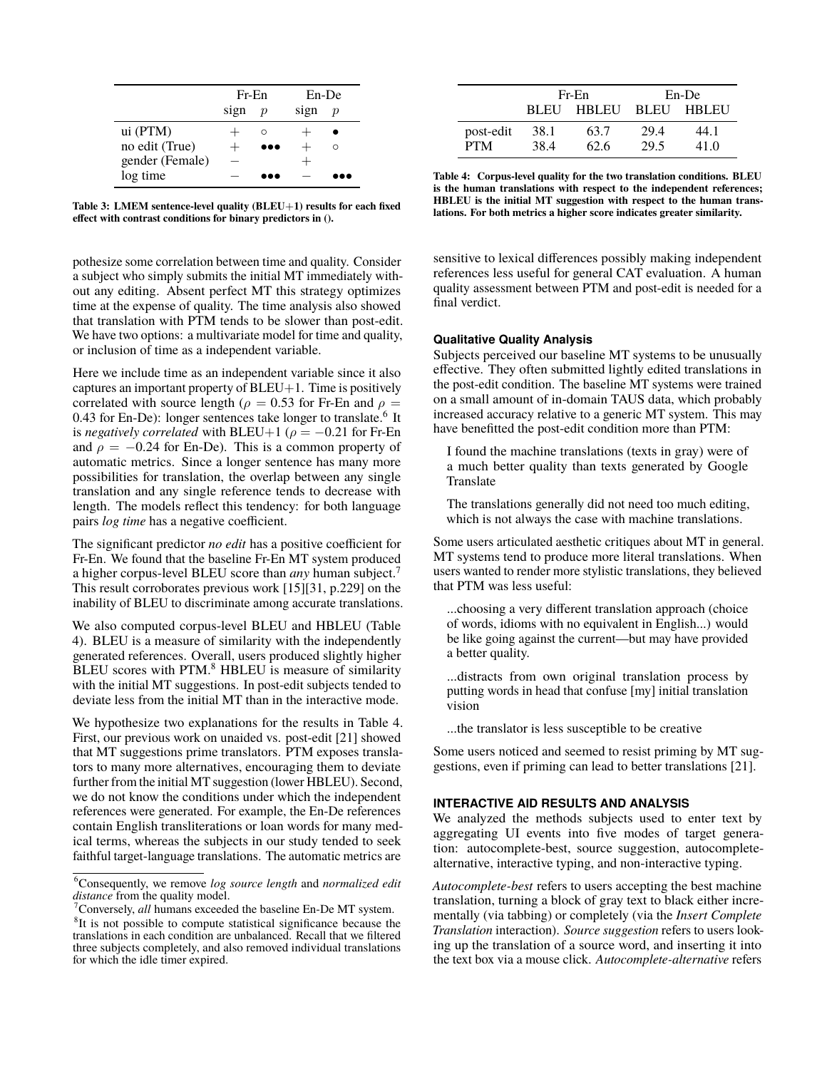|  | Fr-En |  | En-De |  |
|---|---|---|---|---|
|  | sign | $p$ | sign | $p$ |
| ui (PTM) | + | ∘ | + | • |
| no edit (True) | + | ••• | + | ∘ |
| gender (Female) | − |  | + |  |
| log time | − | ••• | − | ••• |

**Table 3: LMEM sentence-level quality (BLEU+1) results for each fixed effect with contrast conditions for binary predictors in ().**

|  | Fr-En |  | En-De |  |
|---|---|---|---|---|
|  | BLEU | HBLEU | BLEU | HBLEU |
| post-edit | 38.1 | 63.7 | 29.4 | 44.1 |
| PTM | 38.4 | 62.6 | 29.5 | 41.0 |

**Table 4: Corpus-level quality for the two translation conditions. BLEU is the human translations with respect to the independent references; HBLEU is the initial MT suggestion with respect to the human translations. For both metrics a higher score indicates greater similarity.**

pothesize some correlation between time and quality. Consider a subject who simply submits the initial MT immediately without any editing. Absent perfect MT this strategy optimizes time at the expense of quality. The time analysis also showed that translation with PTM tends to be slower than post-edit. We have two options: a multivariate model for time and quality, or inclusion of time as a independent variable.

Here we include time as an independent variable since it also captures an important property of BLEU+1. Time is positively correlated with source length ($\rho = 0.53$ for Fr-En and $\rho = 0.43$ for En-De): longer sentences take longer to translate.[6] It is *negatively correlated* with BLEU+1 ($\rho = -0.21$ for Fr-En and $\rho = -0.24$ for En-De). This is a common property of automatic metrics. Since a longer sentence has many more possibilities for translation, the overlap between any single translation and any single reference tends to decrease with length. The models reflect this tendency: for both language pairs *log time* has a negative coefficient.

The significant predictor *no edit* has a positive coefficient for Fr-En. We found that the baseline Fr-En MT system produced a higher corpus-level BLEU score than *any* human subject.[7] This result corroborates previous work [15][31, p.229] on the inability of BLEU to discriminate among accurate translations.

We also computed corpus-level BLEU and HBLEU (Table 4). BLEU is a measure of similarity with the independently generated references. Overall, users produced slightly higher BLEU scores with PTM.[8] HBLEU is measure of similarity with the initial MT suggestions. In post-edit subjects tended to deviate less from the initial MT than in the interactive mode.

We hypothesize two explanations for the results in Table 4. First, our previous work on unaided vs. post-edit [21] showed that MT suggestions prime translators. PTM exposes translators to many more alternatives, encouraging them to deviate further from the initial MT suggestion (lower HBLEU). Second, we do not know the conditions under which the independent references were generated. For example, the En-De references contain English transliterations or loan words for many medical terms, whereas the subjects in our study tended to seek faithful target-language translations. The automatic metrics are sensitive to lexical differences possibly making independent references less useful for general CAT evaluation. A human quality assessment between PTM and post-edit is needed for a final verdict.

[6] Consequently, we remove *log source length* and *normalized edit distance* from the quality model.

[7] Conversely, *all* humans exceeded the baseline En-De MT system.

[8] It is not possible to compute statistical significance because the translations in each condition are unbalanced. Recall that we filtered three subjects completely, and also removed individual translations for which the idle timer expired.

#### Qualitative Quality Analysis

Subjects perceived our baseline MT systems to be unusually effective. They often submitted lightly edited translations in the post-edit condition. The baseline MT systems were trained on a small amount of in-domain TAUS data, which probably increased accuracy relative to a generic MT system. This may have benefitted the post-edit condition more than PTM:

> I found the machine translations (texts in gray) were of a much better quality than texts generated by Google Translate

> The translations generally did not need too much editing, which is not always the case with machine translations.

Some users articulated aesthetic critiques about MT in general. MT systems tend to produce more literal translations. When users wanted to render more stylistic translations, they believed that PTM was less useful:

> ...choosing a very different translation approach (choice of words, idioms with no equivalent in English...) would be like going against the current—but may have provided a better quality.

> ...distracts from own original translation process by putting words in head that confuse [my] initial translation vision

> ...the translator is less susceptible to be creative

Some users noticed and seemed to resist priming by MT suggestions, even if priming can lead to better translations [21].

### INTERACTIVE AID RESULTS AND ANALYSIS

We analyzed the methods subjects used to enter text by aggregating UI events into five modes of target generation: autocomplete-best, source suggestion, autocomplete-alternative, interactive typing, and non-interactive typing.

*Autocomplete-best* refers to users accepting the best machine translation, turning a block of gray text to black either incrementally (via tabbing) or completely (via the *Insert Complete Translation* interaction). *Source suggestion* refers to users looking up the translation of a source word, and inserting it into the text box via a mouse click. *Autocomplete-alternative* refers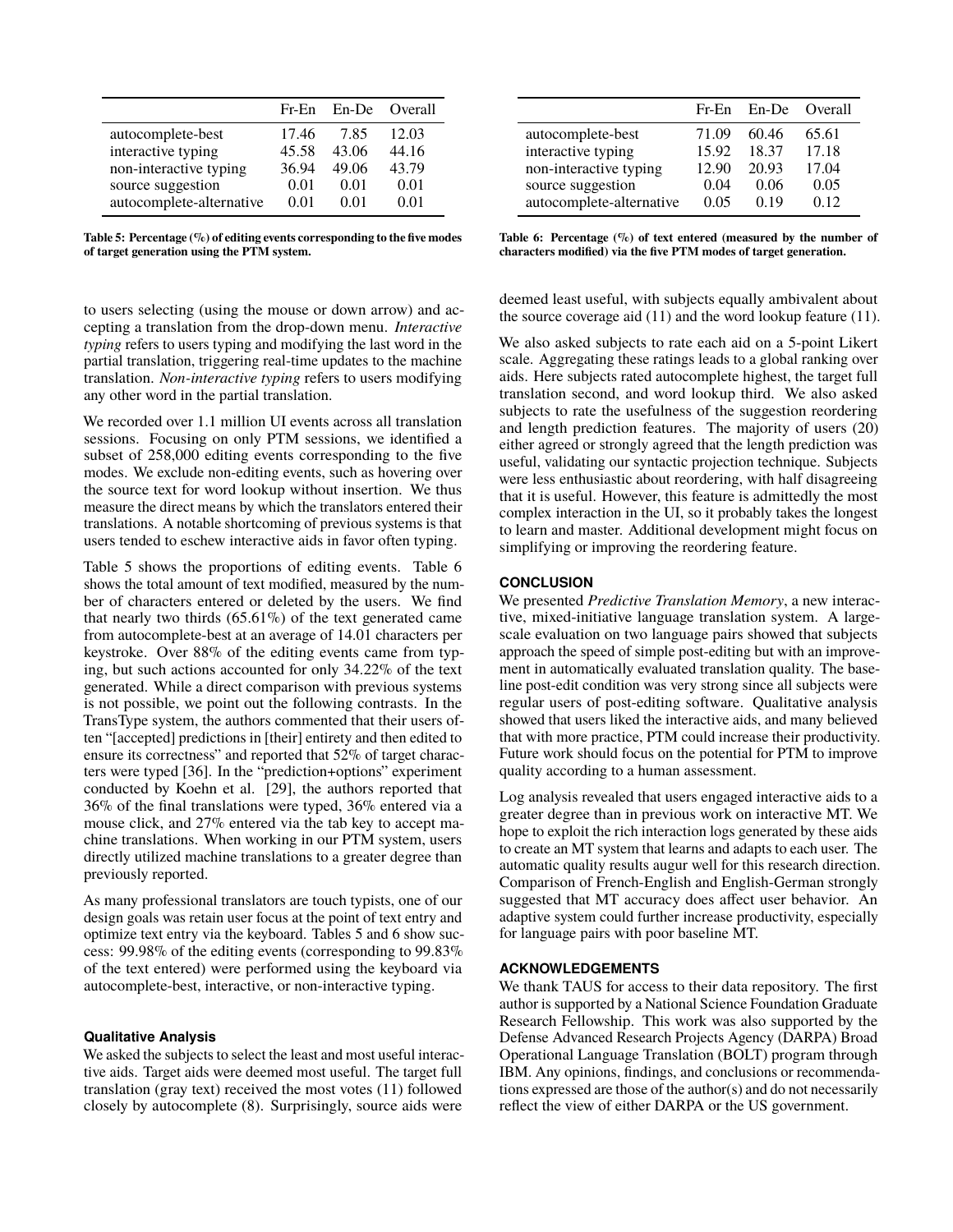| | Fr-En | En-De | Overall |
|---|---|---|---|
| autocomplete-best | 17.46 | 7.85 | 12.03 |
| interactive typing | 45.58 | 43.06 | 44.16 |
| non-interactive typing | 36.94 | 49.06 | 43.79 |
| source suggestion | 0.01 | 0.01 | 0.01 |
| autocomplete-alternative | 0.01 | 0.01 | 0.01 |

**Table 5: Percentage (%) of editing events corresponding to the five modes of target generation using the PTM system.**

| | Fr-En | En-De | Overall |
|---|---|---|---|
| autocomplete-best | 71.09 | 60.46 | 65.61 |
| interactive typing | 15.92 | 18.37 | 17.18 |
| non-interactive typing | 12.90 | 20.93 | 17.04 |
| source suggestion | 0.04 | 0.06 | 0.05 |
| autocomplete-alternative | 0.05 | 0.19 | 0.12 |

**Table 6: Percentage (%) of text entered (measured by the number of characters modified) via the five PTM modes of target generation.**

to users selecting (using the mouse or down arrow) and accepting a translation from the drop-down menu. *Interactive typing* refers to users typing and modifying the last word in the partial translation, triggering real-time updates to the machine translation. *Non-interactive typing* refers to users modifying any other word in the partial translation.

We recorded over 1.1 million UI events across all translation sessions. Focusing on only PTM sessions, we identified a subset of 258,000 editing events corresponding to the five modes. We exclude non-editing events, such as hovering over the source text for word lookup without insertion. We thus measure the direct means by which the translators entered their translations. A notable shortcoming of previous systems is that users tended to eschew interactive aids in favor often typing.

Table 5 shows the proportions of editing events. Table 6 shows the total amount of text modified, measured by the number of characters entered or deleted by the users. We find that nearly two thirds (65.61%) of the text generated came from autocomplete-best at an average of 14.01 characters per keystroke. Over 88% of the editing events came from typing, but such actions accounted for only 34.22% of the text generated. While a direct comparison with previous systems is not possible, we point out the following contrasts. In the TransType system, the authors commented that their users often "[accepted] predictions in [their] entirety and then edited to ensure its correctness" and reported that 52% of target characters were typed [36]. In the "prediction+options" experiment conducted by Koehn et al. [29], the authors reported that 36% of the final translations were typed, 36% entered via a mouse click, and 27% entered via the tab key to accept machine translations. When working in our PTM system, users directly utilized machine translations to a greater degree than previously reported.

As many professional translators are touch typists, one of our design goals was retain user focus at the point of text entry and optimize text entry via the keyboard. Tables 5 and 6 show success: 99.98% of the editing events (corresponding to 99.83% of the text entered) were performed using the keyboard via autocomplete-best, interactive, or non-interactive typing.

### Qualitative Analysis

We asked the subjects to select the least and most useful interactive aids. Target aids were deemed most useful. The target full translation (gray text) received the most votes (11) followed closely by autocomplete (8). Surprisingly, source aids were deemed least useful, with subjects equally ambivalent about the source coverage aid (11) and the word lookup feature (11).

We also asked subjects to rate each aid on a 5-point Likert scale. Aggregating these ratings leads to a global ranking over aids. Here subjects rated autocomplete highest, the target full translation second, and word lookup third. We also asked subjects to rate the usefulness of the suggestion reordering and length prediction features. The majority of users (20) either agreed or strongly agreed that the length prediction was useful, validating our syntactic projection technique. Subjects were less enthusiastic about reordering, with half disagreeing that it is useful. However, this feature is admittedly the most complex interaction in the UI, so it probably takes the longest to learn and master. Additional development might focus on simplifying or improving the reordering feature.

## CONCLUSION

We presented *Predictive Translation Memory*, a new interactive, mixed-initiative language translation system. A large-scale evaluation on two language pairs showed that subjects approach the speed of simple post-editing but with an improvement in automatically evaluated translation quality. The baseline post-edit condition was very strong since all subjects were regular users of post-editing software. Qualitative analysis showed that users liked the interactive aids, and many believed that with more practice, PTM could increase their productivity. Future work should focus on the potential for PTM to improve quality according to a human assessment.

Log analysis revealed that users engaged interactive aids to a greater degree than in previous work on interactive MT. We hope to exploit the rich interaction logs generated by these aids to create an MT system that learns and adapts to each user. The automatic quality results augur well for this research direction. Comparison of French-English and English-German strongly suggested that MT accuracy does affect user behavior. An adaptive system could further increase productivity, especially for language pairs with poor baseline MT.

## ACKNOWLEDGEMENTS

We thank TAUS for access to their data repository. The first author is supported by a National Science Foundation Graduate Research Fellowship. This work was also supported by the Defense Advanced Research Projects Agency (DARPA) Broad Operational Language Translation (BOLT) program through IBM. Any opinions, findings, and conclusions or recommendations expressed are those of the author(s) and do not necessarily reflect the view of either DARPA or the US government.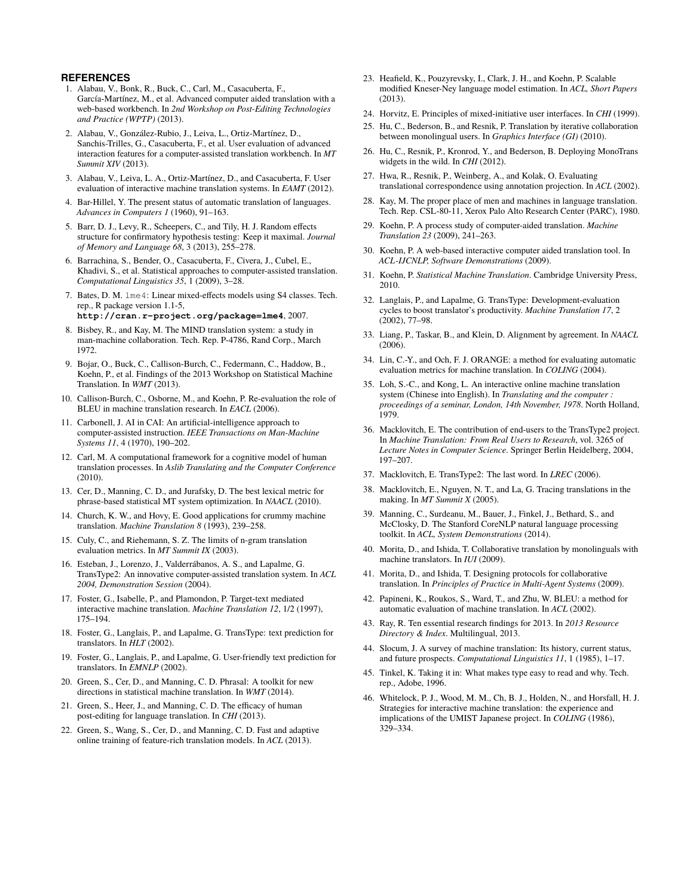## REFERENCES

1. Alabau, V., Bonk, R., Buck, C., Carl, M., Casacuberta, F., García-Martínez, M., et al. Advanced computer aided translation with a web-based workbench. In *2nd Workshop on Post-Editing Technologies and Practice (WPTP)* (2013).
2. Alabau, V., González-Rubio, J., Leiva, L., Ortiz-Martínez, D., Sanchis-Trilles, G., Casacuberta, F., et al. User evaluation of advanced interaction features for a computer-assisted translation workbench. In *MT Summit XIV* (2013).
3. Alabau, V., Leiva, L. A., Ortiz-Martínez, D., and Casacuberta, F. User evaluation of interactive machine translation systems. In *EAMT* (2012).
4. Bar-Hillel, Y. The present status of automatic translation of languages. *Advances in Computers 1* (1960), 91–163.
5. Barr, D. J., Levy, R., Scheepers, C., and Tily, H. J. Random effects structure for confirmatory hypothesis testing: Keep it maximal. *Journal of Memory and Language 68*, 3 (2013), 255–278.
6. Barrachina, S., Bender, O., Casacuberta, F., Civera, J., Cubel, E., Khadivi, S., et al. Statistical approaches to computer-assisted translation. *Computational Linguistics 35*, 1 (2009), 3–28.
7. Bates, D. M. `lme4`: Linear mixed-effects models using S4 classes. Tech. rep., R package version 1.1-5, **http://cran.r-project.org/package=lme4**, 2007.
8. Bisbey, R., and Kay, M. The MIND translation system: a study in man-machine collaboration. Tech. Rep. P-4786, Rand Corp., March 1972.
9. Bojar, O., Buck, C., Callison-Burch, C., Federmann, C., Haddow, B., Koehn, P., et al. Findings of the 2013 Workshop on Statistical Machine Translation. In *WMT* (2013).
10. Callison-Burch, C., Osborne, M., and Koehn, P. Re-evaluation the role of BLEU in machine translation research. In *EACL* (2006).
11. Carbonell, J. AI in CAI: An artificial-intelligence approach to computer-assisted instruction. *IEEE Transactions on Man-Machine Systems 11*, 4 (1970), 190–202.
12. Carl, M. A computational framework for a cognitive model of human translation processes. In *Aslib Translating and the Computer Conference* (2010).
13. Cer, D., Manning, C. D., and Jurafsky, D. The best lexical metric for phrase-based statistical MT system optimization. In *NAACL* (2010).
14. Church, K. W., and Hovy, E. Good applications for crummy machine translation. *Machine Translation 8* (1993), 239–258.
15. Culy, C., and Riehemann, S. Z. The limits of n-gram translation evaluation metrics. In *MT Summit IX* (2003).
16. Esteban, J., Lorenzo, J., Valderrábanos, A. S., and Lapalme, G. TransType2: An innovative computer-assisted translation system. In *ACL 2004, Demonstration Session* (2004).
17. Foster, G., Isabelle, P., and Plamondon, P. Target-text mediated interactive machine translation. *Machine Translation 12*, 1/2 (1997), 175–194.
18. Foster, G., Langlais, P., and Lapalme, G. TransType: text prediction for translators. In *HLT* (2002).
19. Foster, G., Langlais, P., and Lapalme, G. User-friendly text prediction for translators. In *EMNLP* (2002).
20. Green, S., Cer, D., and Manning, C. D. Phrasal: A toolkit for new directions in statistical machine translation. In *WMT* (2014).
21. Green, S., Heer, J., and Manning, C. D. The efficacy of human post-editing for language translation. In *CHI* (2013).
22. Green, S., Wang, S., Cer, D., and Manning, C. D. Fast and adaptive online training of feature-rich translation models. In *ACL* (2013).
23. Heafield, K., Pouzyrevsky, I., Clark, J. H., and Koehn, P. Scalable modified Kneser-Ney language model estimation. In *ACL, Short Papers* (2013).
24. Horvitz, E. Principles of mixed-initiative user interfaces. In *CHI* (1999).
25. Hu, C., Bederson, B., and Resnik, P. Translation by iterative collaboration between monolingual users. In *Graphics Interface (GI)* (2010).
26. Hu, C., Resnik, P., Kronrod, Y., and Bederson, B. Deploying MonoTrans widgets in the wild. In *CHI* (2012).
27. Hwa, R., Resnik, P., Weinberg, A., and Kolak, O. Evaluating translational correspondence using annotation projection. In *ACL* (2002).
28. Kay, M. The proper place of men and machines in language translation. Tech. Rep. CSL-80-11, Xerox Palo Alto Research Center (PARC), 1980.
29. Koehn, P. A process study of computer-aided translation. *Machine Translation 23* (2009), 241–263.
30. Koehn, P. A web-based interactive computer aided translation tool. In *ACL-IJCNLP, Software Demonstrations* (2009).
31. Koehn, P. *Statistical Machine Translation*. Cambridge University Press, 2010.
32. Langlais, P., and Lapalme, G. TransType: Development-evaluation cycles to boost translator's productivity. *Machine Translation 17*, 2 (2002), 77–98.
33. Liang, P., Taskar, B., and Klein, D. Alignment by agreement. In *NAACL* (2006).
34. Lin, C.-Y., and Och, F. J. ORANGE: a method for evaluating automatic evaluation metrics for machine translation. In *COLING* (2004).
35. Loh, S.-C., and Kong, L. An interactive online machine translation system (Chinese into English). In *Translating and the computer : proceedings of a seminar, London, 14th November, 1978*. North Holland, 1979.
36. Macklovitch, E. The contribution of end-users to the TransType2 project. In *Machine Translation: From Real Users to Research*, vol. 3265 of *Lecture Notes in Computer Science*. Springer Berlin Heidelberg, 2004, 197–207.
37. Macklovitch, E. TransType2: The last word. In *LREC* (2006).
38. Macklovitch, E., Nguyen, N. T., and La, G. Tracing translations in the making. In *MT Summit X* (2005).
39. Manning, C., Surdeanu, M., Bauer, J., Finkel, J., Bethard, S., and McClosky, D. The Stanford CoreNLP natural language processing toolkit. In *ACL, System Demonstrations* (2014).
40. Morita, D., and Ishida, T. Collaborative translation by monolinguals with machine translators. In *IUI* (2009).
41. Morita, D., and Ishida, T. Designing protocols for collaborative translation. In *Principles of Practice in Multi-Agent Systems* (2009).
42. Papineni, K., Roukos, S., Ward, T., and Zhu, W. BLEU: a method for automatic evaluation of machine translation. In *ACL* (2002).
43. Ray, R. Ten essential research findings for 2013. In *2013 Resource Directory & Index*. Multilingual, 2013.
44. Slocum, J. A survey of machine translation: Its history, current status, and future prospects. *Computational Linguistics 11*, 1 (1985), 1–17.
45. Tinkel, K. Taking it in: What makes type easy to read and why. Tech. rep., Adobe, 1996.
46. Whitelock, P. J., Wood, M. M., Ch, B. J., Holden, N., and Horsfall, H. J. Strategies for interactive machine translation: the experience and implications of the UMIST Japanese project. In *COLING* (1986), 329–334.